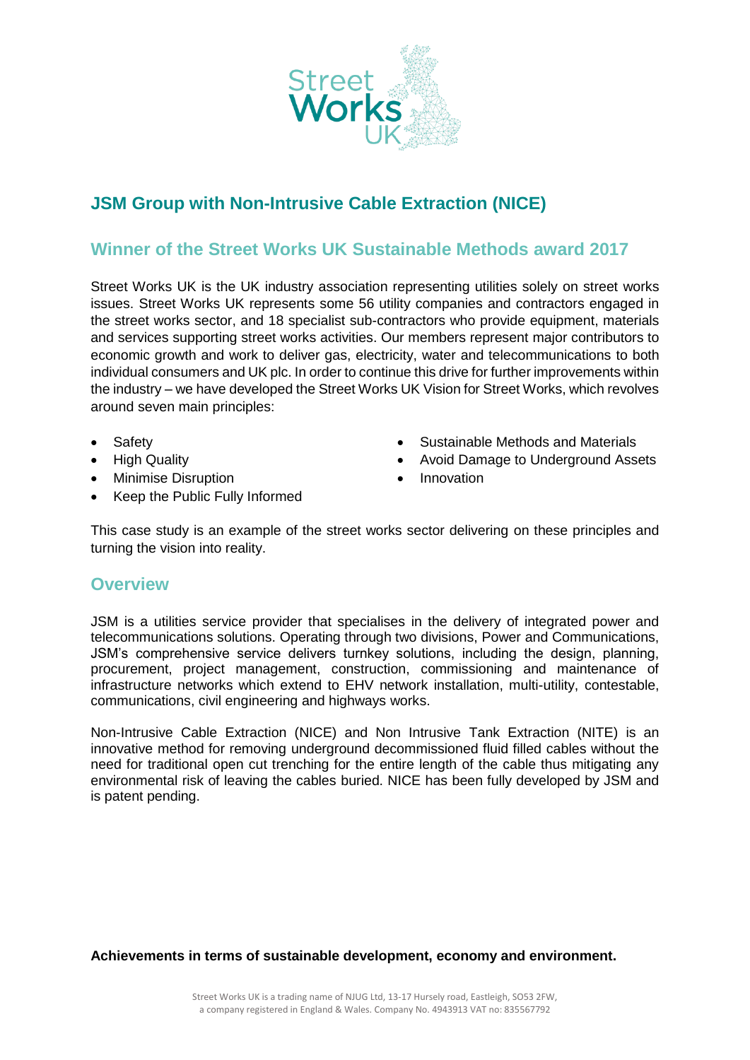# JSM Group with Non-Intrusive Cable Extraction (NICE)

## Winner of the Street Works UK Sustainable Methods award 2017

Street Works UK is the UK industry association representing utilities solely on street works issues. Street Works UK represents some 56 utility companies and contractors engaged in the street works sector, and 18 specialist sub-contractors who provide equipment, materials and services supporting street works activities. Our members represent major contributors to economic growth and work to deliver gas, electricity, water and telecommunications to both individual consumers and UK plc. In order to continue this drive for further improvements within the industry – we have developed the Street Works UK Vision for Street Works, which revolves around seven main principles:

- Safety
- High Quality
- Minimise Disruption
- Keep the Public Fully Informed
- Sustainable Methods and Materials
- Avoid Damage to Underground Assets
- Innovation

This case study is an example of the street works sector delivering on these principles and turning the vision into reality.

## Overview

JSM is a utilities service provider that specialises in the delivery of integrated power and telecommunications solutions. Operating through two divisions, Power and Communications, JSM's comprehensive service delivers turnkey solutions, including the design, planning, procurement, project management, construction, commissioning and maintenance of infrastructure networks which extend to EHV network installation, multi-utility, contestable, communications, civil engineering and highways works.

Non-Intrusive Cable Extraction (NICE) and Non Intrusive Tank Extraction (NITE) is an innovative method for removing underground decommissioned fluid filled cables without the need for traditional open cut trenching for the entire length of the cable thus mitigating any environmental risk of leaving the cables buried. NICE has been fully developed by JSM and is patent pending.

**Achievements in terms of sustainable development, economy and environment.**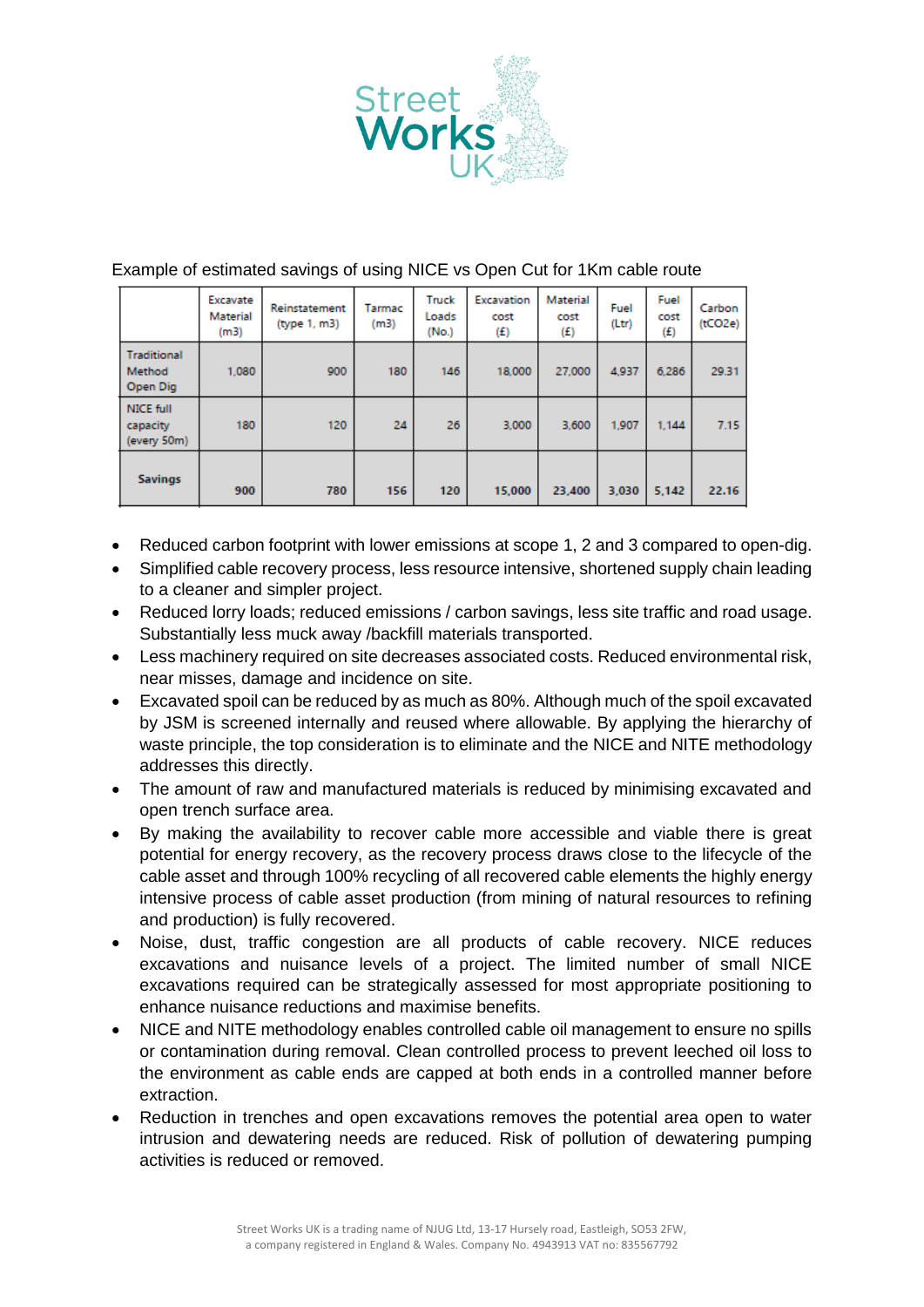Example of estimated savings of using NICE vs Open Cut for 1Km cable route

| | Excavate Material (m3) | Reinstatement (type 1, m3) | Tarmac (m3) | Truck Loads (No.) | Excavation cost (£) | Material cost (£) | Fuel (Ltr) | Fuel cost (£) | Carbon (tCO2e) |
|---|---|---|---|---|---|---|---|---|---|
| Traditional Method Open Dig | 1,080 | 900 | 180 | 146 | 18,000 | 27,000 | 4,937 | 6,286 | 29.31 |
| NICE full capacity (every 50m) | 180 | 120 | 24 | 26 | 3,000 | 3,600 | 1,907 | 1,144 | 7.15 |
| **Savings** | **900** | **780** | **156** | **120** | **15,000** | **23,400** | **3,030** | **5,142** | **22.16** |

- Reduced carbon footprint with lower emissions at scope 1, 2 and 3 compared to open-dig.
- Simplified cable recovery process, less resource intensive, shortened supply chain leading to a cleaner and simpler project.
- Reduced lorry loads; reduced emissions / carbon savings, less site traffic and road usage. Substantially less muck away /backfill materials transported.
- Less machinery required on site decreases associated costs. Reduced environmental risk, near misses, damage and incidence on site.
- Excavated spoil can be reduced by as much as 80%. Although much of the spoil excavated by JSM is screened internally and reused where allowable. By applying the hierarchy of waste principle, the top consideration is to eliminate and the NICE and NITE methodology addresses this directly.
- The amount of raw and manufactured materials is reduced by minimising excavated and open trench surface area.
- By making the availability to recover cable more accessible and viable there is great potential for energy recovery, as the recovery process draws close to the lifecycle of the cable asset and through 100% recycling of all recovered cable elements the highly energy intensive process of cable asset production (from mining of natural resources to refining and production) is fully recovered.
- Noise, dust, traffic congestion are all products of cable recovery. NICE reduces excavations and nuisance levels of a project. The limited number of small NICE excavations required can be strategically assessed for most appropriate positioning to enhance nuisance reductions and maximise benefits.
- NICE and NITE methodology enables controlled cable oil management to ensure no spills or contamination during removal. Clean controlled process to prevent leeched oil loss to the environment as cable ends are capped at both ends in a controlled manner before extraction.
- Reduction in trenches and open excavations removes the potential area open to water intrusion and dewatering needs are reduced. Risk of pollution of dewatering pumping activities is reduced or removed.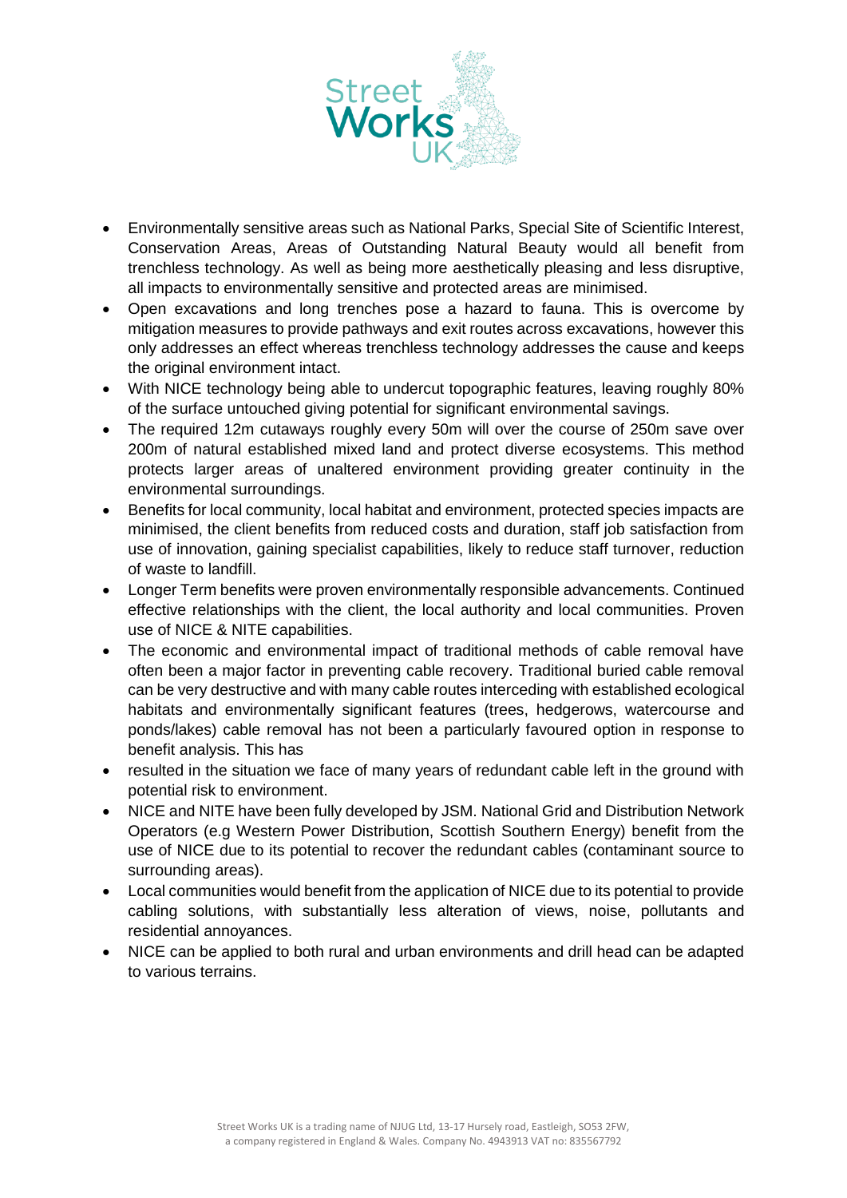- Environmentally sensitive areas such as National Parks, Special Site of Scientific Interest, Conservation Areas, Areas of Outstanding Natural Beauty would all benefit from trenchless technology. As well as being more aesthetically pleasing and less disruptive, all impacts to environmentally sensitive and protected areas are minimised.
- Open excavations and long trenches pose a hazard to fauna. This is overcome by mitigation measures to provide pathways and exit routes across excavations, however this only addresses an effect whereas trenchless technology addresses the cause and keeps the original environment intact.
- With NICE technology being able to undercut topographic features, leaving roughly 80% of the surface untouched giving potential for significant environmental savings.
- The required 12m cutaways roughly every 50m will over the course of 250m save over 200m of natural established mixed land and protect diverse ecosystems. This method protects larger areas of unaltered environment providing greater continuity in the environmental surroundings.
- Benefits for local community, local habitat and environment, protected species impacts are minimised, the client benefits from reduced costs and duration, staff job satisfaction from use of innovation, gaining specialist capabilities, likely to reduce staff turnover, reduction of waste to landfill.
- Longer Term benefits were proven environmentally responsible advancements. Continued effective relationships with the client, the local authority and local communities. Proven use of NICE & NITE capabilities.
- The economic and environmental impact of traditional methods of cable removal have often been a major factor in preventing cable recovery. Traditional buried cable removal can be very destructive and with many cable routes interceding with established ecological habitats and environmentally significant features (trees, hedgerows, watercourse and ponds/lakes) cable removal has not been a particularly favoured option in response to benefit analysis. This has
- resulted in the situation we face of many years of redundant cable left in the ground with potential risk to environment.
- NICE and NITE have been fully developed by JSM. National Grid and Distribution Network Operators (e.g Western Power Distribution, Scottish Southern Energy) benefit from the use of NICE due to its potential to recover the redundant cables (contaminant source to surrounding areas).
- Local communities would benefit from the application of NICE due to its potential to provide cabling solutions, with substantially less alteration of views, noise, pollutants and residential annoyances.
- NICE can be applied to both rural and urban environments and drill head can be adapted to various terrains.